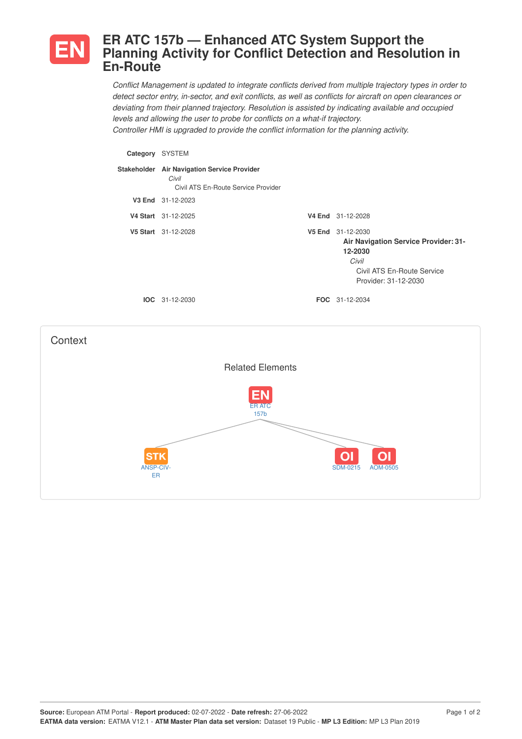# ER ATC 157b — Enhanced ATC System Support the Planning Activity for Conflict Detection and Resolution in En-Route

*Conflict Management is updated to integrate conflicts derived from multiple trajectory types in order to detect sector entry, in-sector, and exit conflicts, as well as conflicts for aircraft on open clearances or deviating from their planned trajectory. Resolution is assisted by indicating available and occupied levels and allowing the user to probe for conflicts on a what-if trajectory.*
*Controller HMI is upgraded to provide the conflict information for the planning activity.*

**Category** SYSTEM

**Stakeholder** **Air Navigation Service Provider**
*Civil*
Civil ATS En-Route Service Provider

**V3 End** 31-12-2023

**V4 Start** 31-12-2025 **V4 End** 31-12-2028

**V5 Start** 31-12-2028 **V5 End** 31-12-2030
**Air Navigation Service Provider: 31-12-2030**
*Civil*
Civil ATS En-Route Service Provider: 31-12-2030

**IOC** 31-12-2030 **FOC** 31-12-2034

## Context

Related Elements

EN ER ATC 157b

STK ANSP-CIV-ER

OI SDM-0215

OI AOM-0505

**Source:** European ATM Portal - **Report produced:** 02-07-2022 - **Date refresh:** 27-06-2022
**EATMA data version:** EATMA V12.1 - **ATM Master Plan data set version:** Dataset 19 Public - **MP L3 Edition:** MP L3 Plan 2019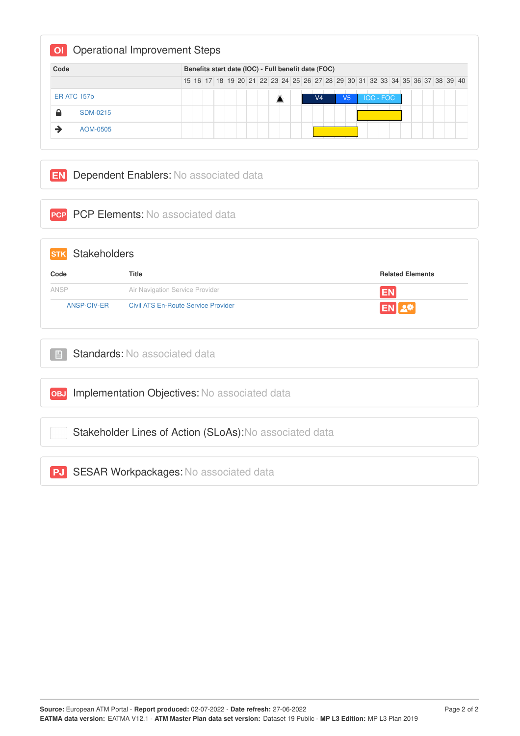## OI Operational Improvement Steps

Code | Benefits start date (IOC) - Full benefit date (FOC)

15 16 17 18 19 20 21 22 23 24 25 26 27 28 29 30 31 32 33 34 35 36 37 38 39 40

ER ATC 157b — V4 — V5 — IOC - FOC

SDM-0215

AOM-0505

## EN Dependent Enablers: No associated data

## PCP PCP Elements: No associated data

## STK Stakeholders

| Code | Title | Related Elements |
|---|---|---|
| ANSP | Air Navigation Service Provider | EN |
| ANSP-CIV-ER | Civil ATS En-Route Service Provider | EN |

## Standards: No associated data

## OBJ Implementation Objectives: No associated data

## Stakeholder Lines of Action (SLoAs): No associated data

## PJ SESAR Workpackages: No associated data

**Source:** European ATM Portal - **Report produced:** 02-07-2022 - **Date refresh:** 27-06-2022
**EATMA data version:** EATMA V12.1 - **ATM Master Plan data set version:** Dataset 19 Public - **MP L3 Edition:** MP L3 Plan 2019